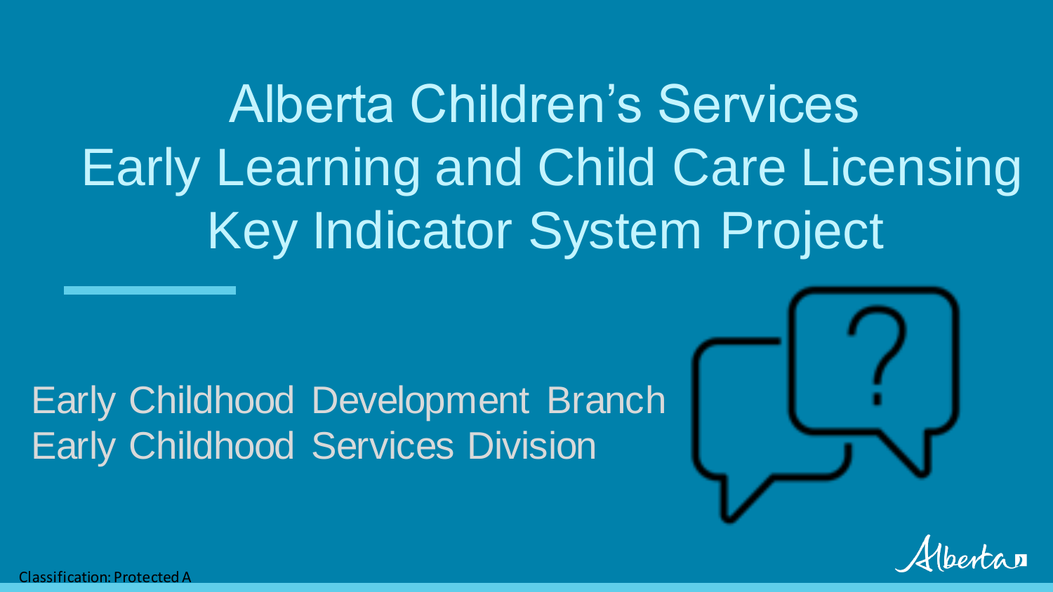# Alberta Children's Services Early Learning and Child Care Licensing Key Indicator System Project

Early Childhood Development Branch
Early Childhood Services Division

Classification: Protected A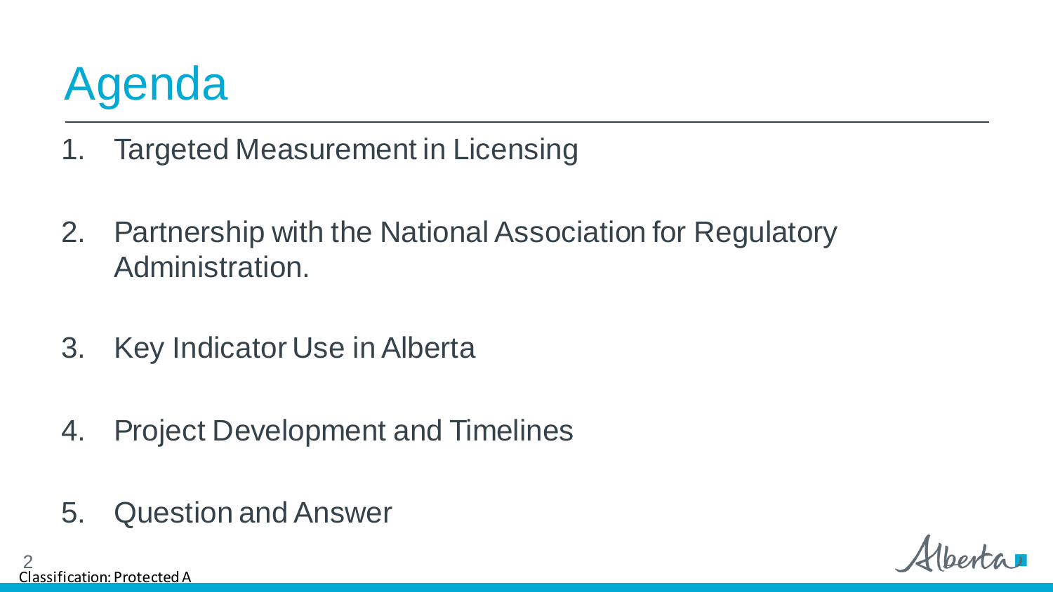# Agenda

1. Targeted Measurement in Licensing
2. Partnership with the National Association for Regulatory Administration.
3. Key Indicator Use in Alberta
4. Project Development and Timelines
5. Question and Answer

Classification: Protected A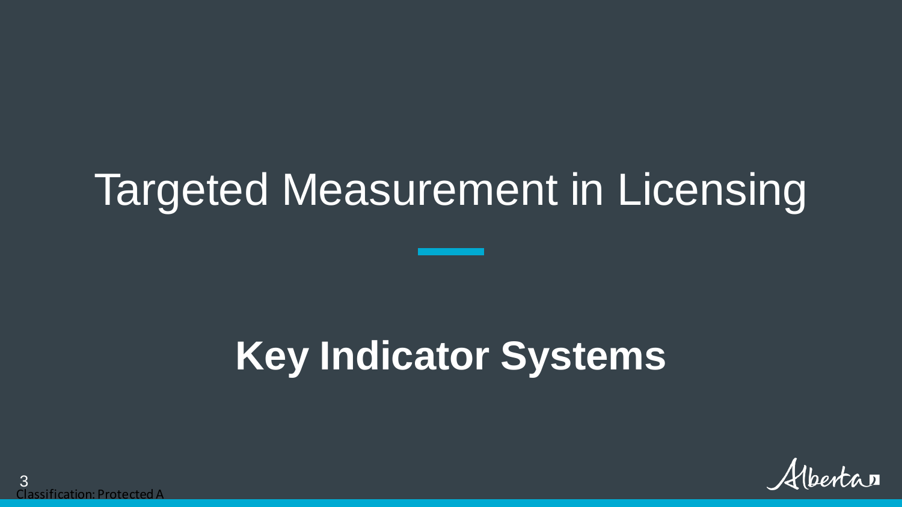# Targeted Measurement in Licensing

## Key Indicator Systems

Classification: Protected A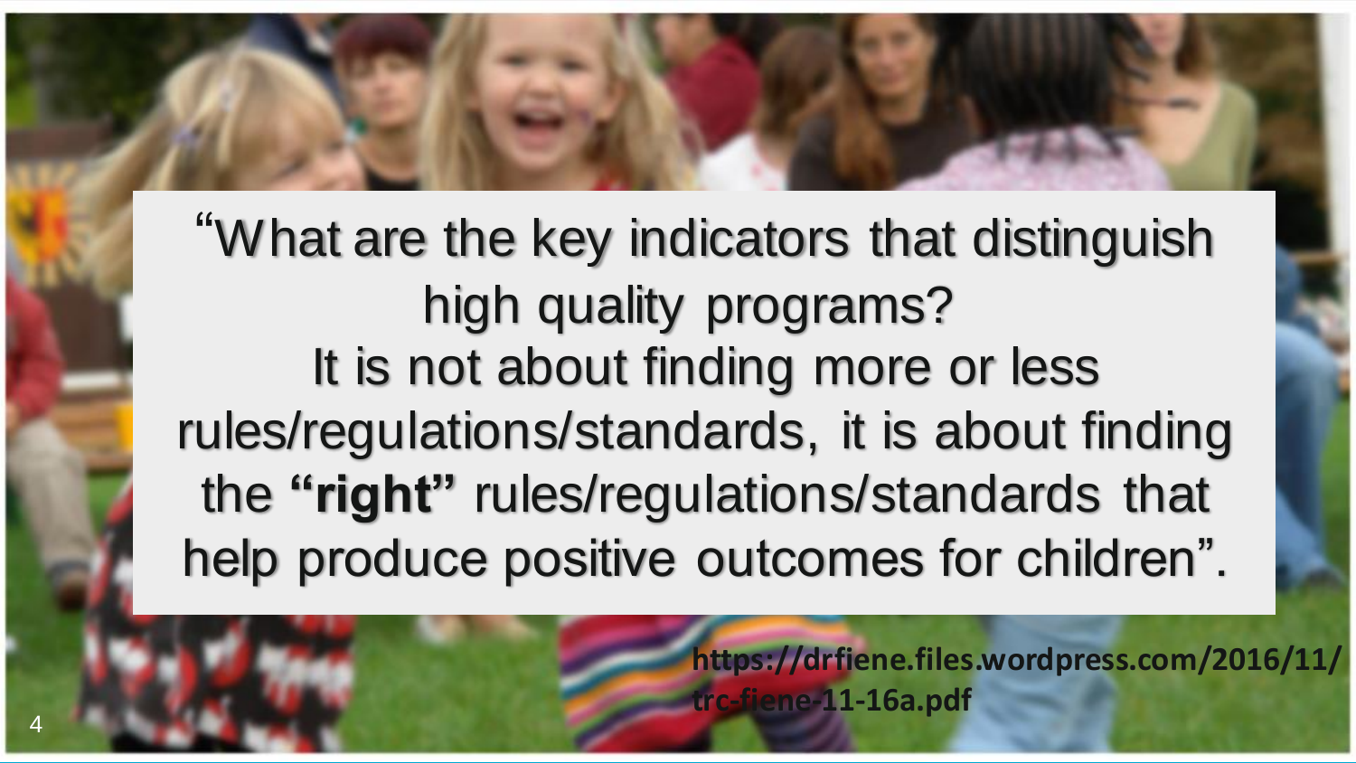"What are the key indicators that distinguish high quality programs?
It is not about finding more or less rules/regulations/standards, it is about finding the **"right"** rules/regulations/standards that help produce positive outcomes for children".

**https://drfiene.files.wordpress.com/2016/11/trc-fiene-11-16a.pdf**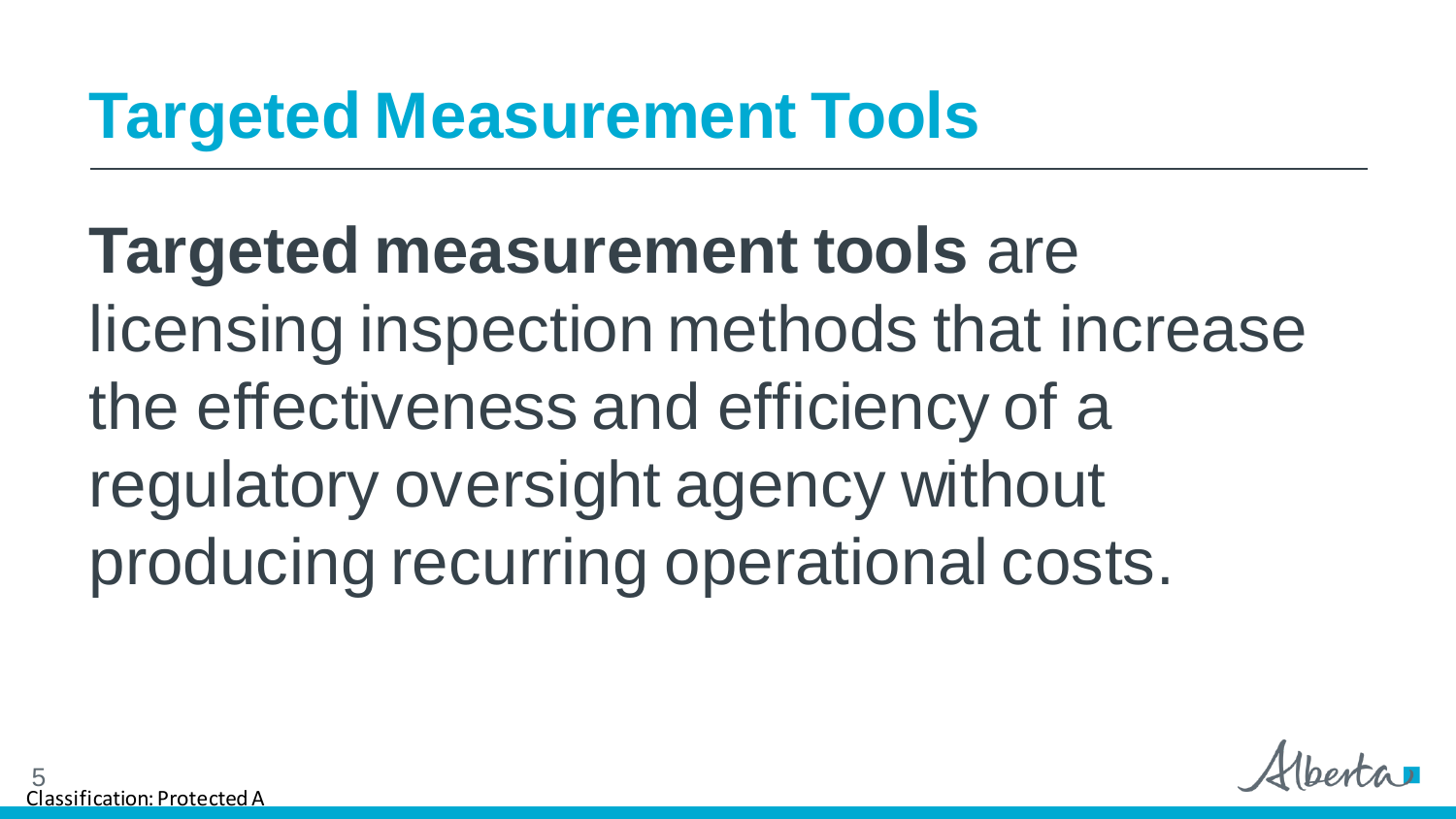# Targeted Measurement Tools

**Targeted measurement tools** are licensing inspection methods that increase the effectiveness and efficiency of a regulatory oversight agency without producing recurring operational costs.

Classification: Protected A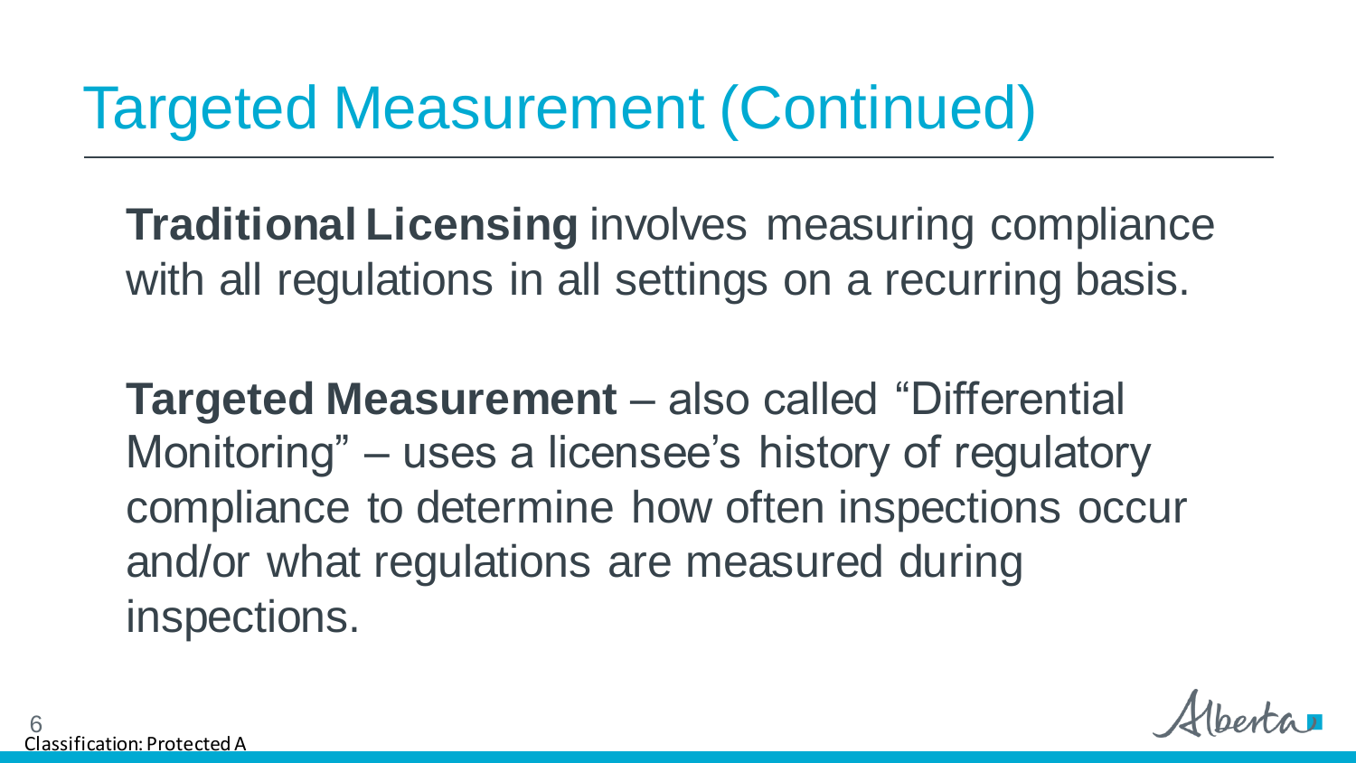# Targeted Measurement (Continued)

**Traditional Licensing** involves measuring compliance with all regulations in all settings on a recurring basis.

**Targeted Measurement** – also called "Differential Monitoring" – uses a licensee's history of regulatory compliance to determine how often inspections occur and/or what regulations are measured during inspections.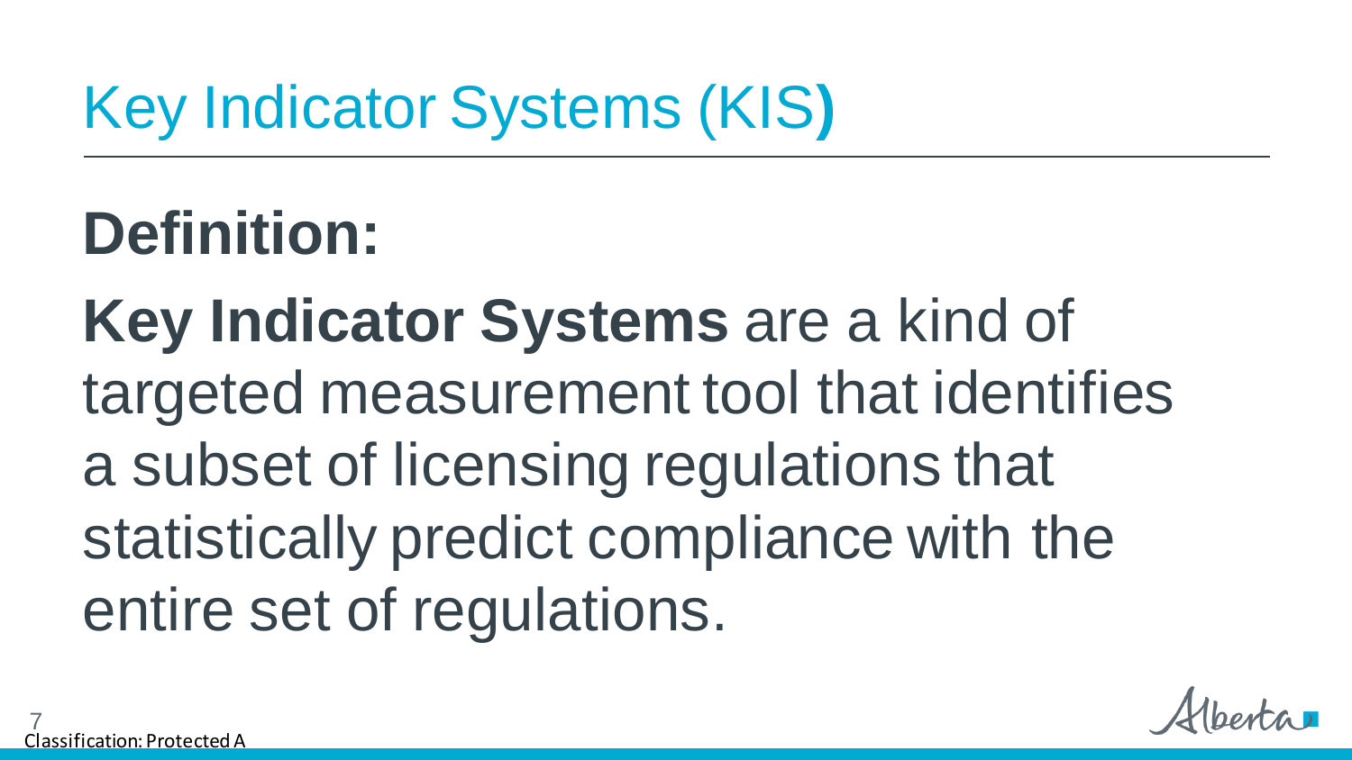# Key Indicator Systems (KIS)

## Definition:

**Key Indicator Systems** are a kind of targeted measurement tool that identifies a subset of licensing regulations that statistically predict compliance with the entire set of regulations.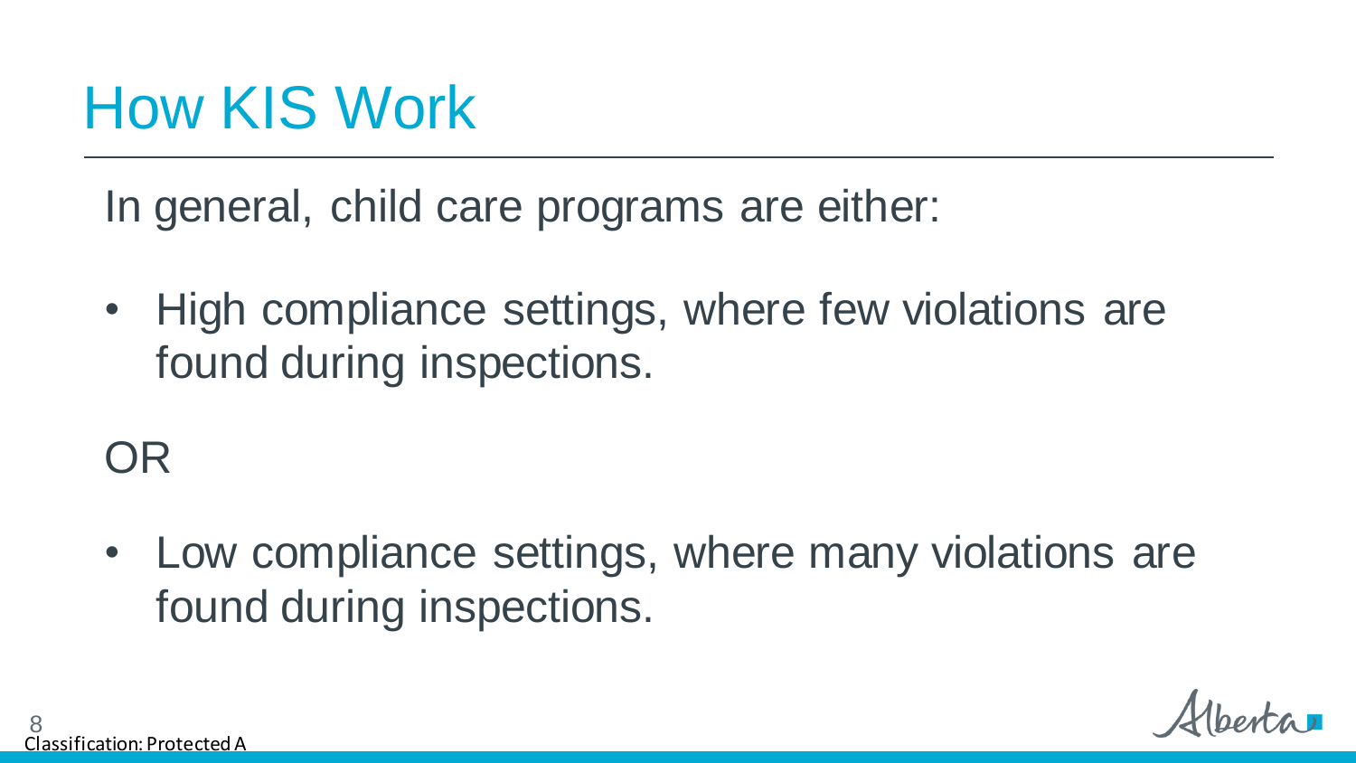# How KIS Work

In general, child care programs are either:

- High compliance settings, where few violations are found during inspections.

OR

- Low compliance settings, where many violations are found during inspections.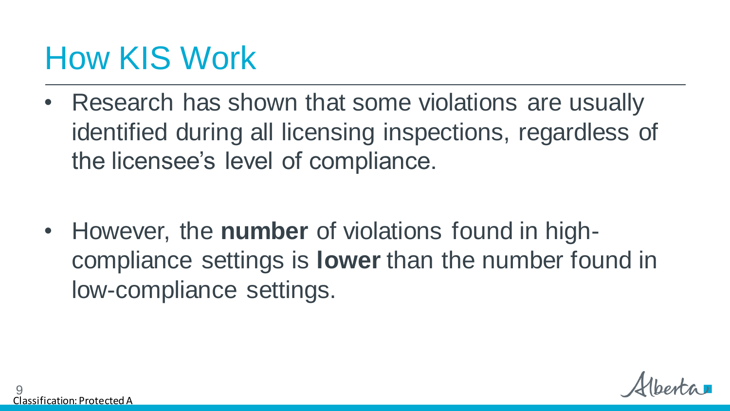# How KIS Work

- Research has shown that some violations are usually identified during all licensing inspections, regardless of the licensee's level of compliance.

- However, the **number** of violations found in high-compliance settings is **lower** than the number found in low-compliance settings.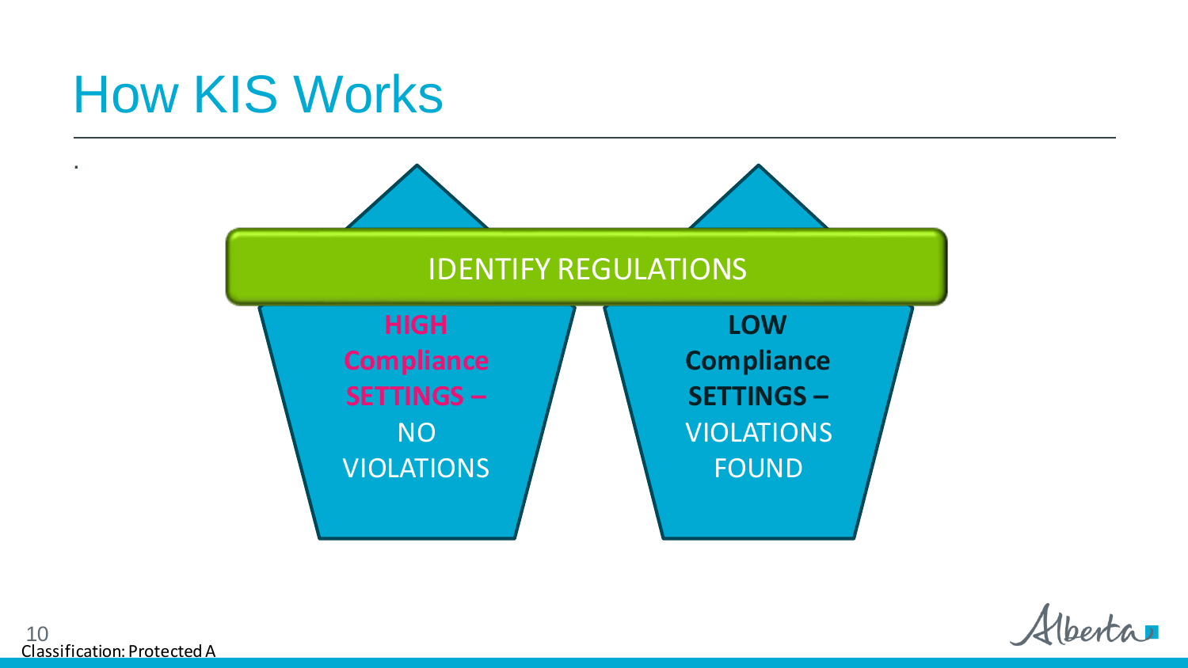# How KIS Works

IDENTIFY REGULATIONS

**HIGH Compliance SETTINGS –** NO VIOLATIONS

**LOW Compliance SETTINGS –** VIOLATIONS FOUND

Classification: Protected A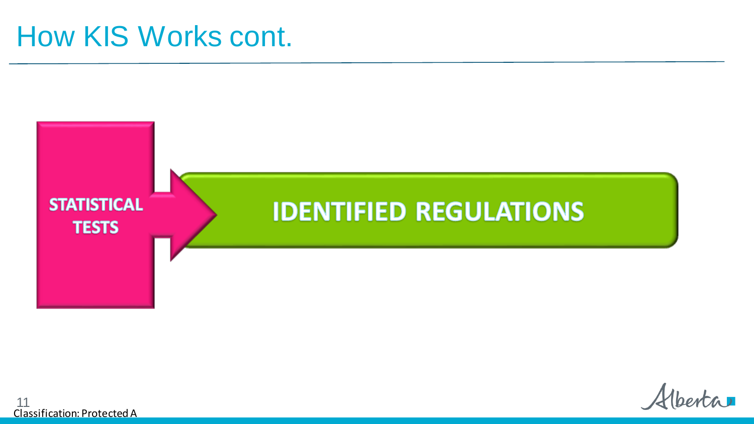# How KIS Works cont.

STATISTICAL TESTS

IDENTIFIED REGULATIONS

Classification: Protected A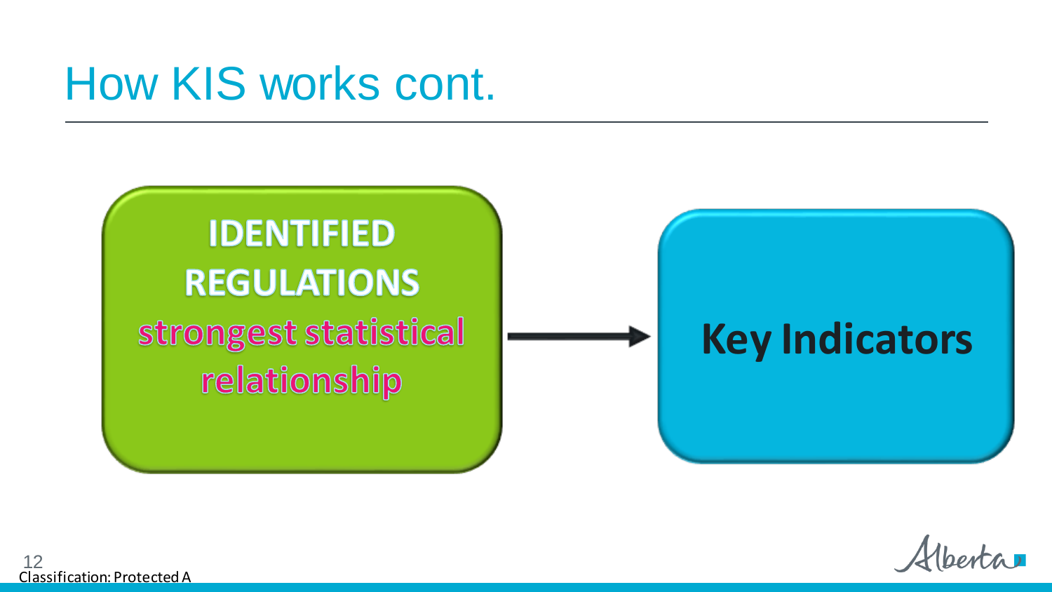# How KIS works cont.

**IDENTIFIED REGULATIONS**
**strongest statistical relationship**

→

**Key Indicators**

Classification: Protected A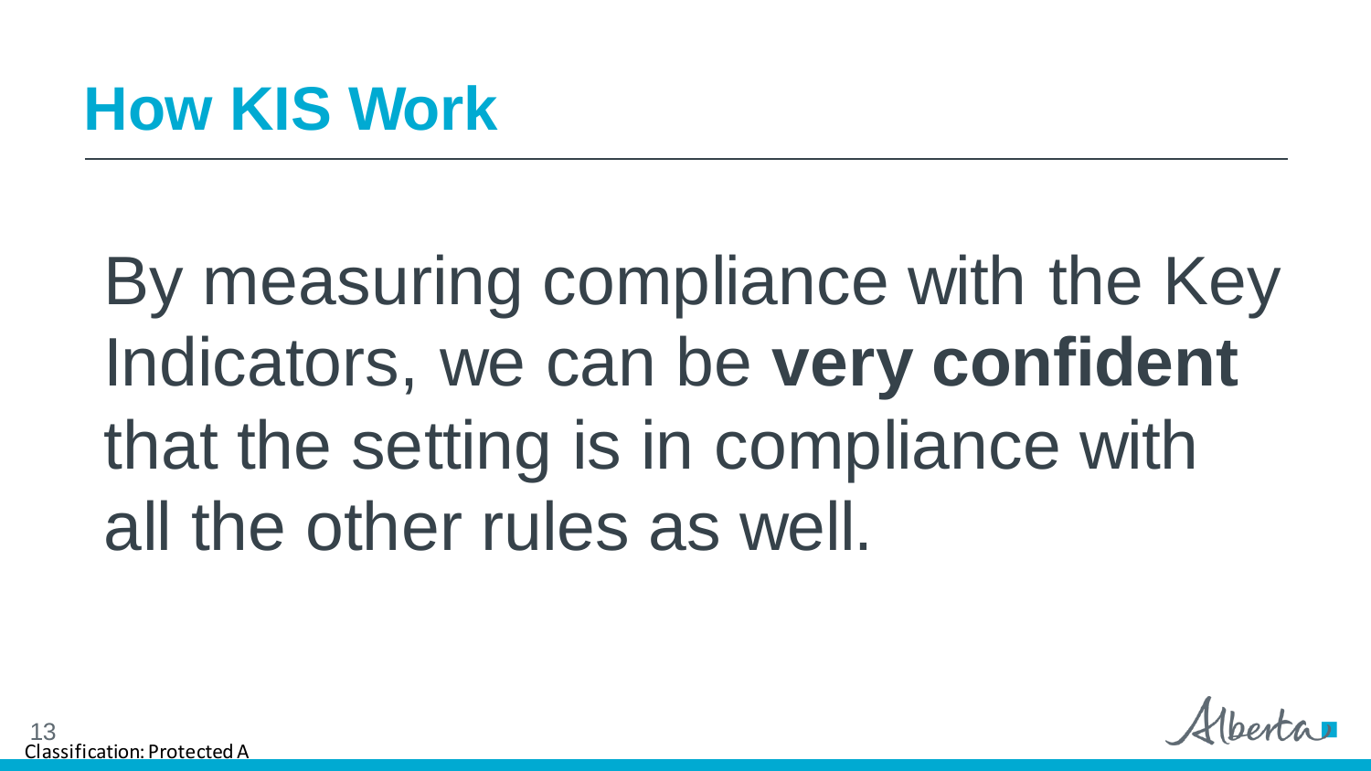# How KIS Work

By measuring compliance with the Key Indicators, we can be **very confident** that the setting is in compliance with all the other rules as well.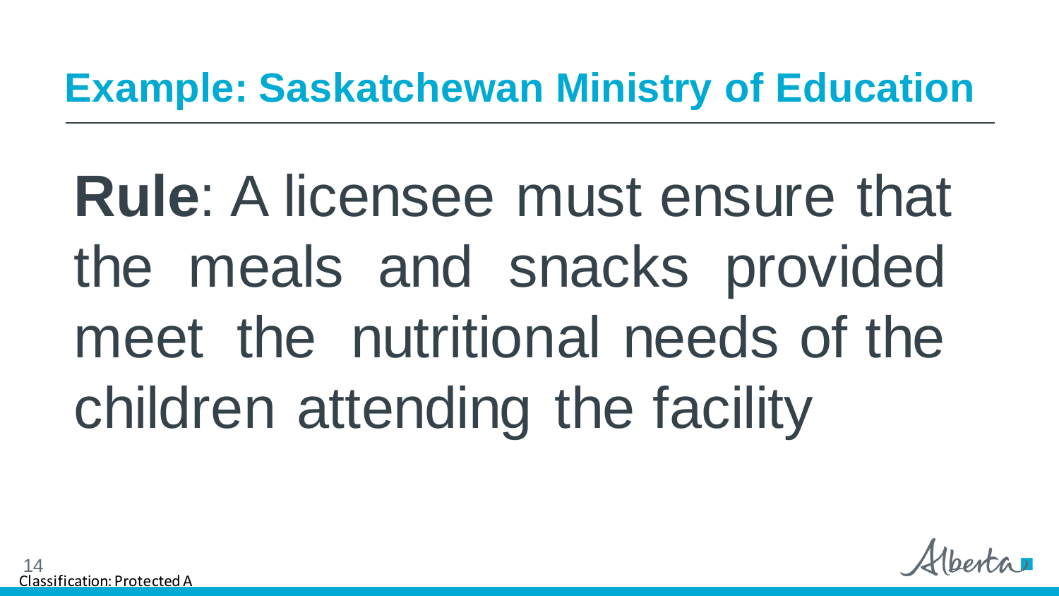## Example: Saskatchewan Ministry of Education

**Rule**: A licensee must ensure that the meals and snacks provided meet the nutritional needs of the children attending the facility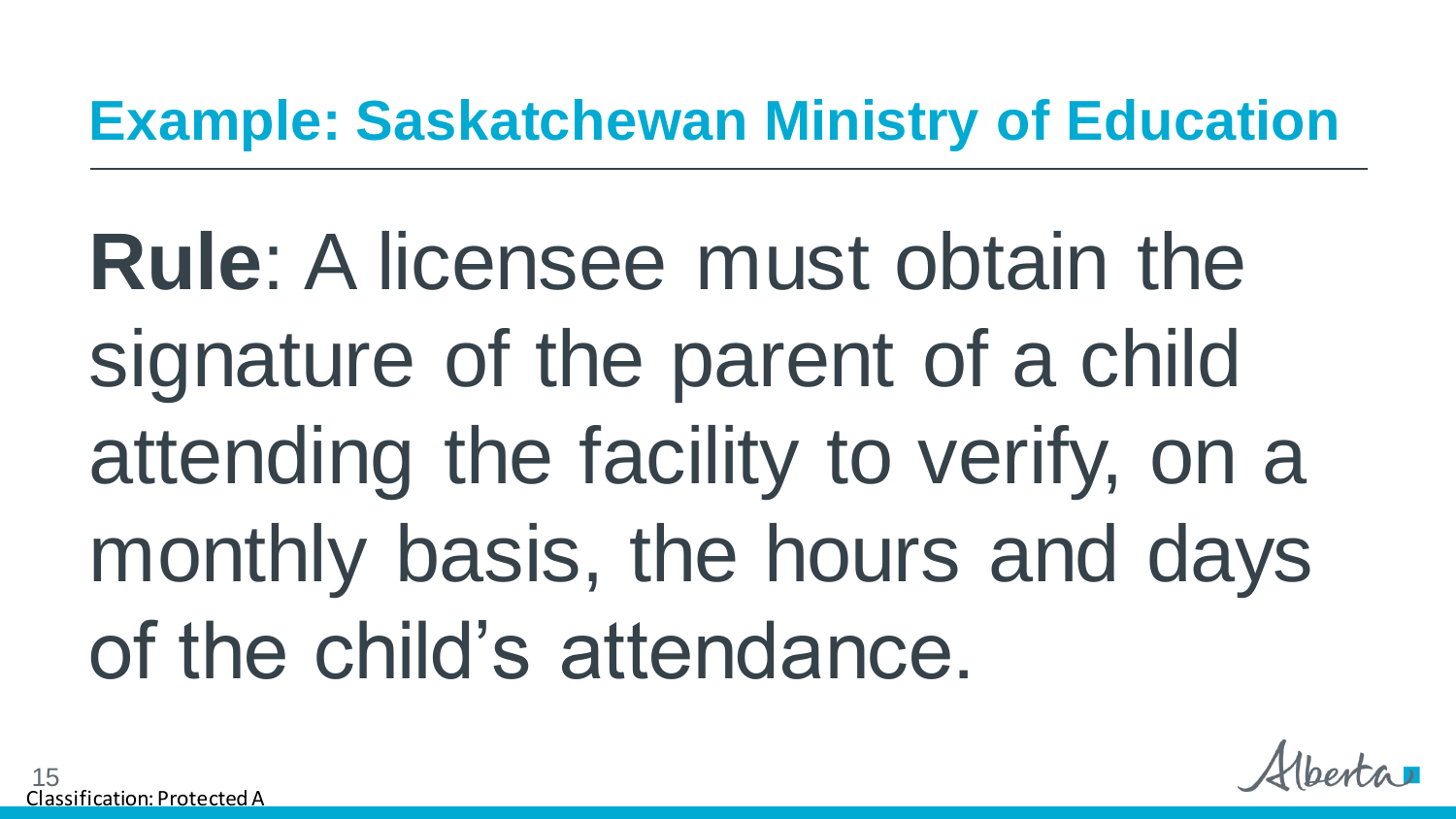## Example: Saskatchewan Ministry of Education

**Rule**: A licensee must obtain the signature of the parent of a child attending the facility to verify, on a monthly basis, the hours and days of the child's attendance.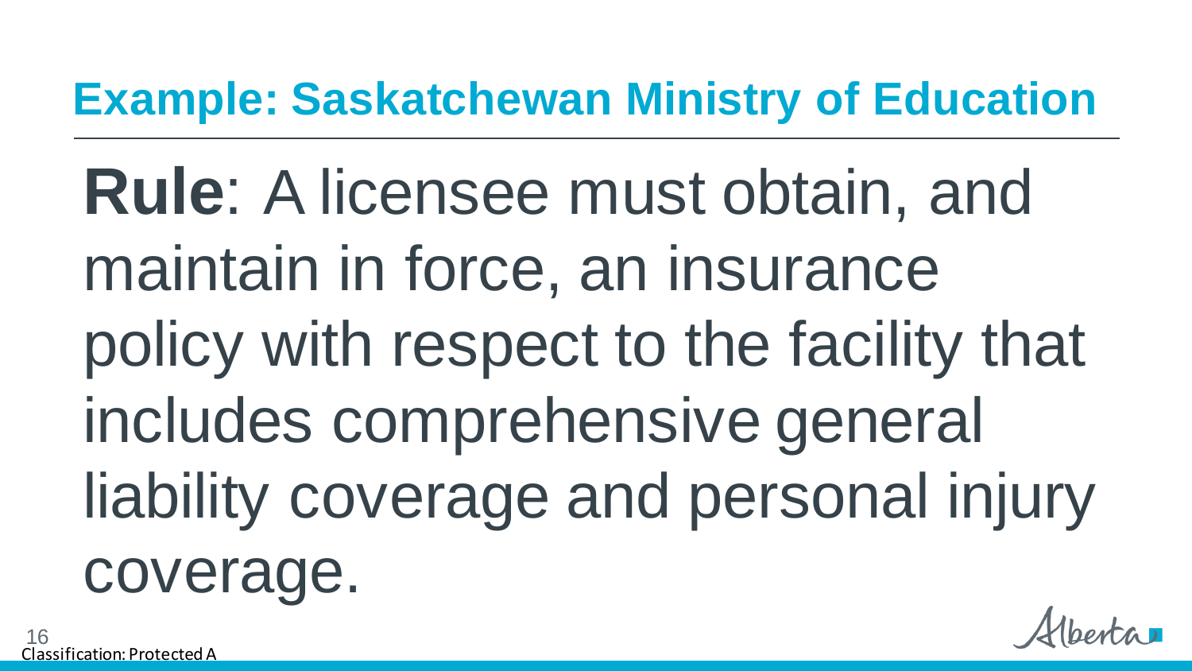## Example: Saskatchewan Ministry of Education

**Rule**: A licensee must obtain, and maintain in force, an insurance policy with respect to the facility that includes comprehensive general liability coverage and personal injury coverage.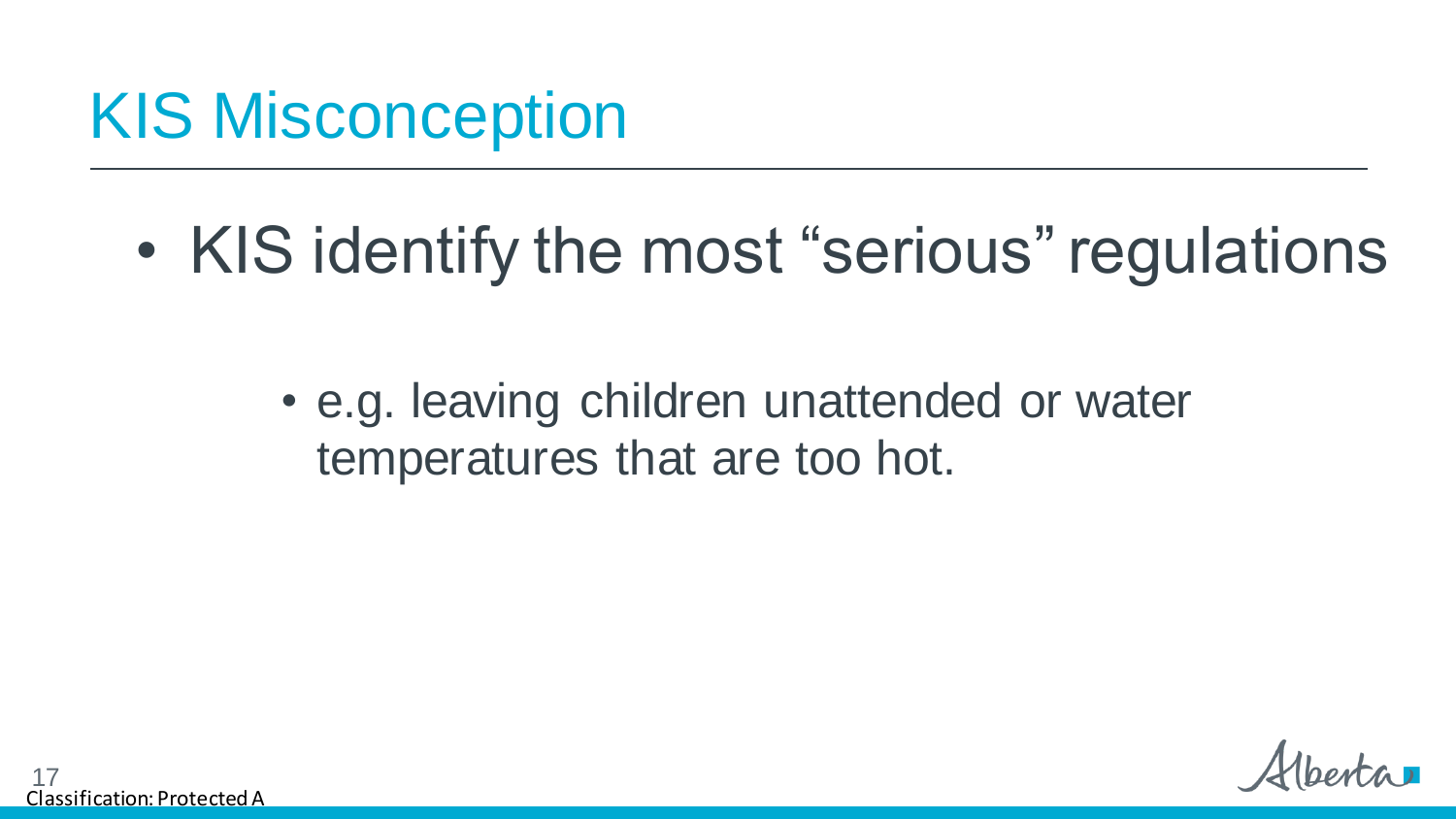# KIS Misconception

- KIS identify the most "serious" regulations
  - e.g. leaving children unattended or water temperatures that are too hot.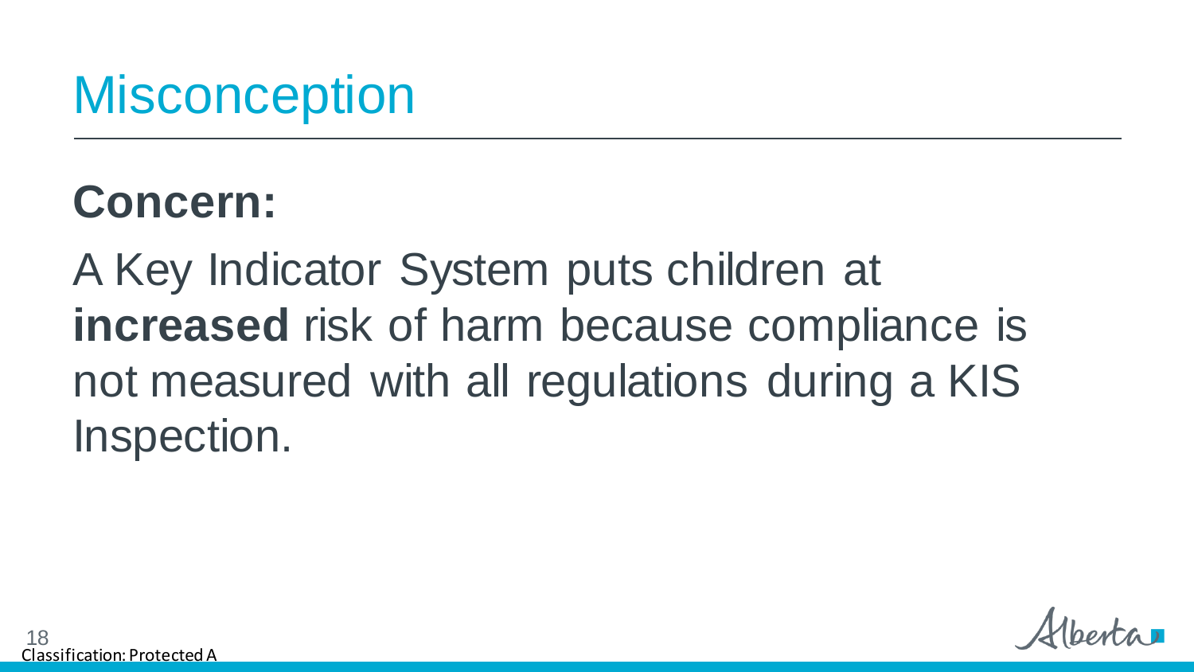# Misconception

## Concern:

A Key Indicator System puts children at **increased** risk of harm because compliance is not measured with all regulations during a KIS Inspection.

Classification: Protected A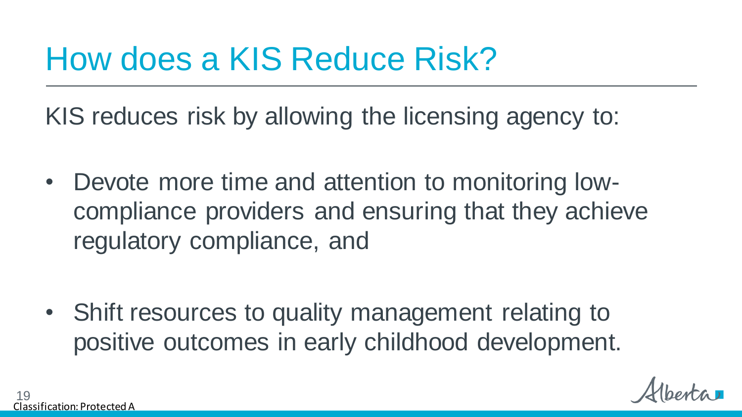# How does a KIS Reduce Risk?

KIS reduces risk by allowing the licensing agency to:

- Devote more time and attention to monitoring low-compliance providers and ensuring that they achieve regulatory compliance, and

- Shift resources to quality management relating to positive outcomes in early childhood development.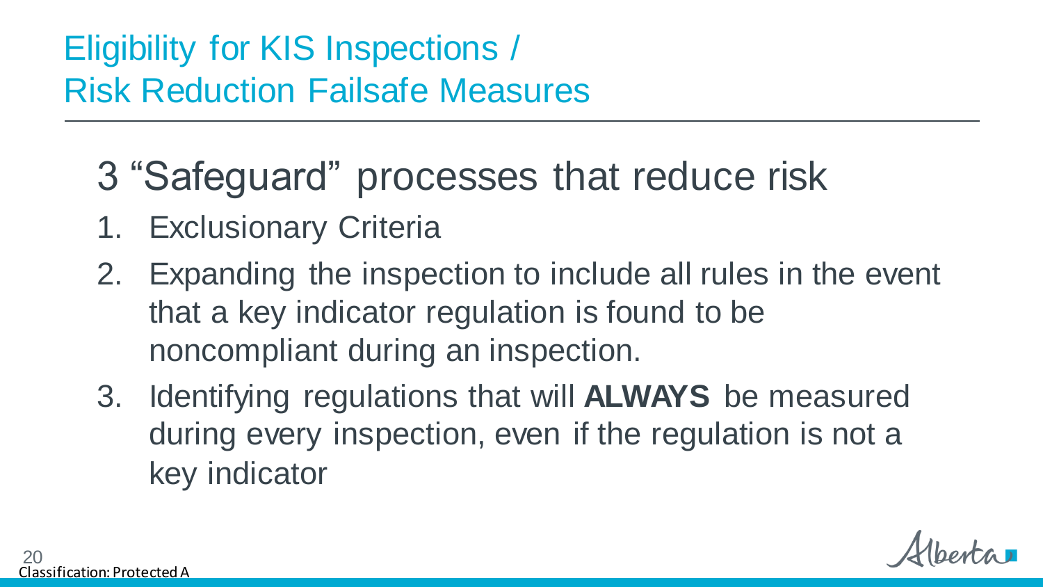# Eligibility for KIS Inspections / Risk Reduction Failsafe Measures

## 3 "Safeguard" processes that reduce risk

1. Exclusionary Criteria
2. Expanding the inspection to include all rules in the event that a key indicator regulation is found to be noncompliant during an inspection.
3. Identifying regulations that will **ALWAYS** be measured during every inspection, even if the regulation is not a key indicator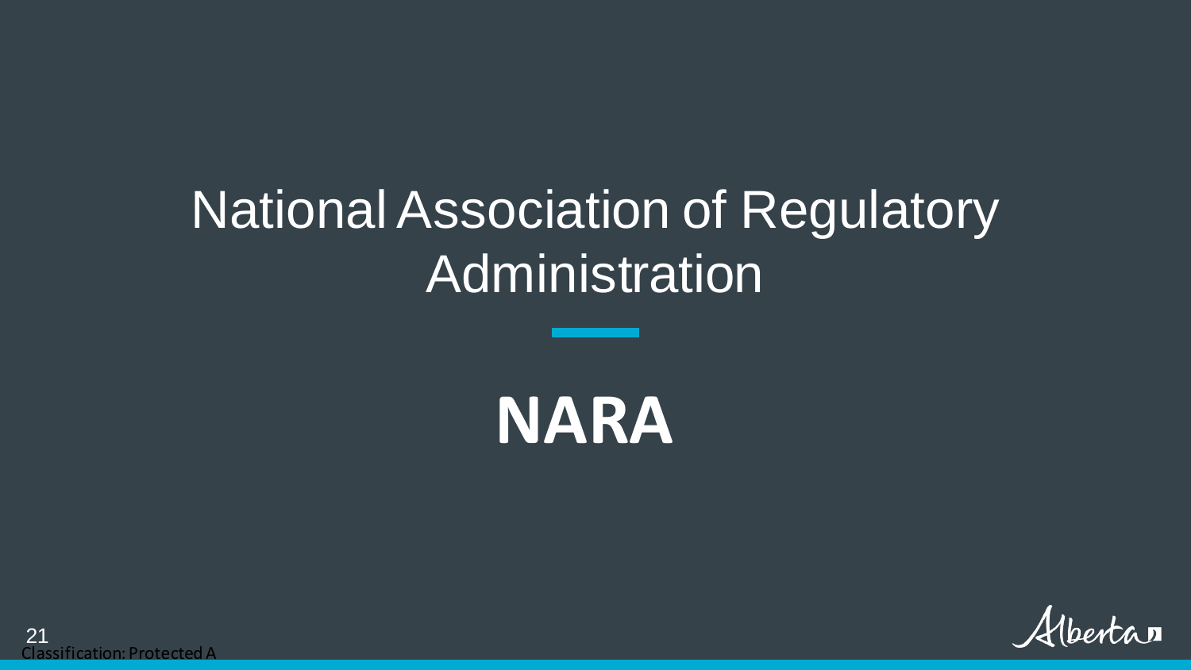# National Association of Regulatory Administration

## NARA

Classification: Protected A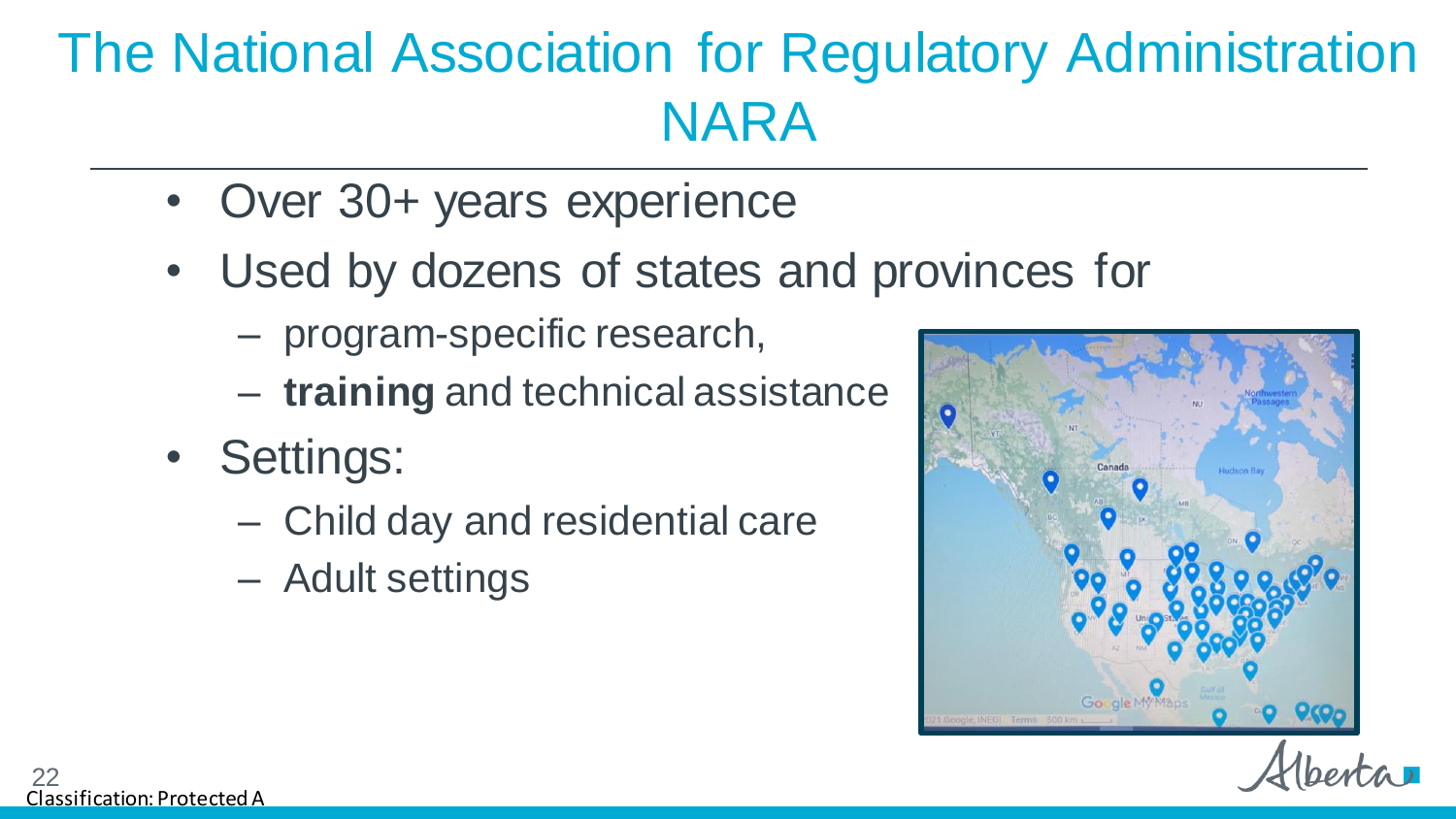# The National Association for Regulatory Administration NARA

- Over 30+ years experience
- Used by dozens of states and provinces for
  - program-specific research,
  - **training** and technical assistance
- Settings:
  - Child day and residential care
  - Adult settings

Classification: Protected A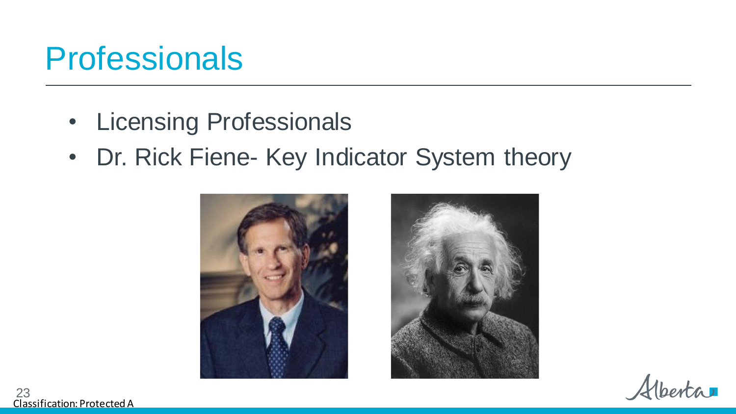# Professionals

- Licensing Professionals
- Dr. Rick Fiene- Key Indicator System theory

Classification: Protected A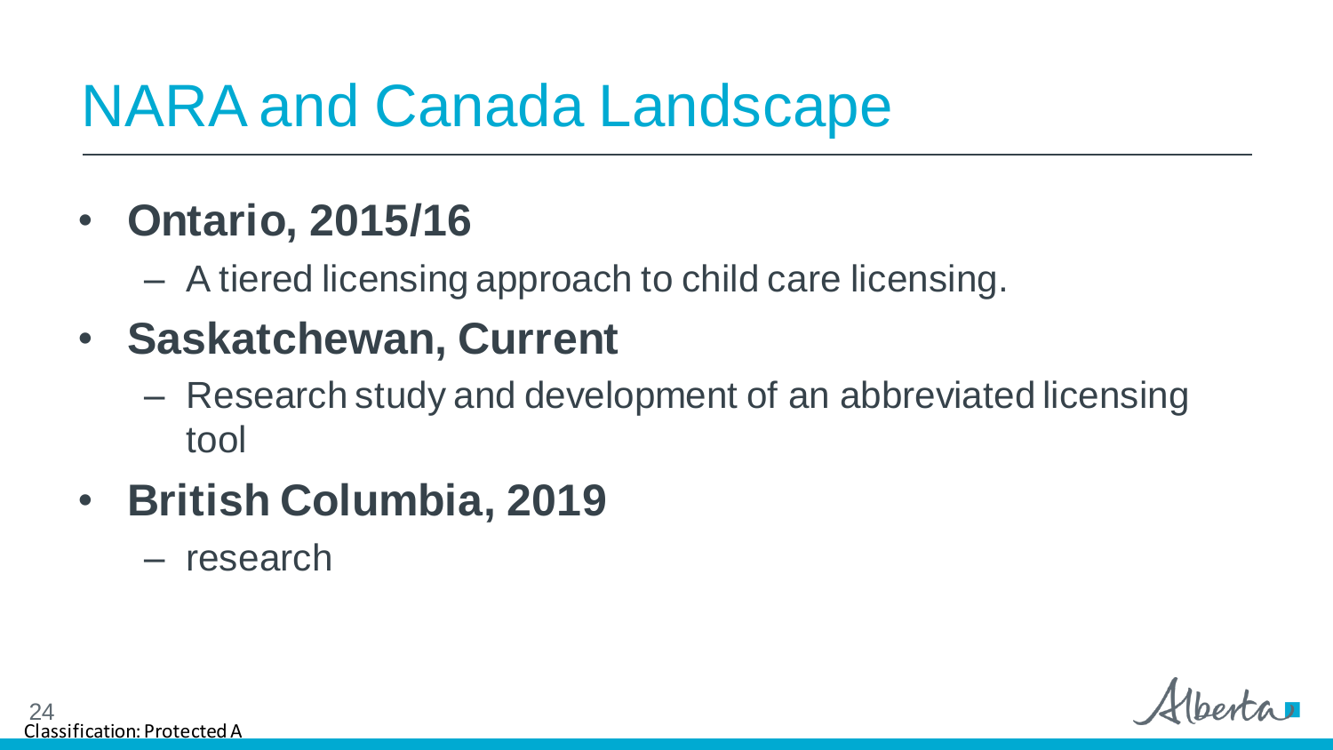# NARA and Canada Landscape

- **Ontario, 2015/16**
  - A tiered licensing approach to child care licensing.
- **Saskatchewan, Current**
  - Research study and development of an abbreviated licensing tool
- **British Columbia, 2019**
  - research

Classification: Protected A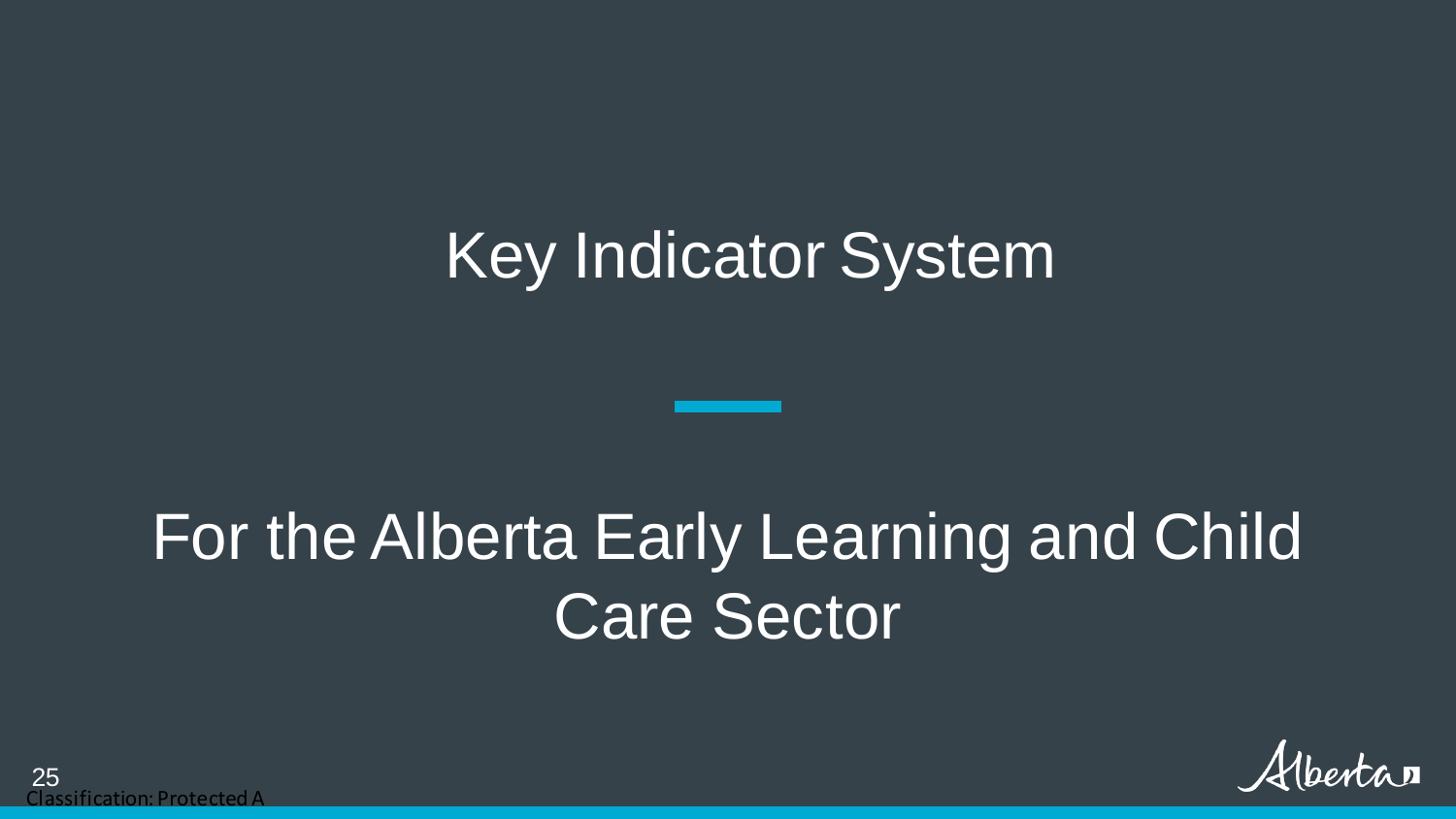# Key Indicator System

## For the Alberta Early Learning and Child Care Sector

Classification: Protected A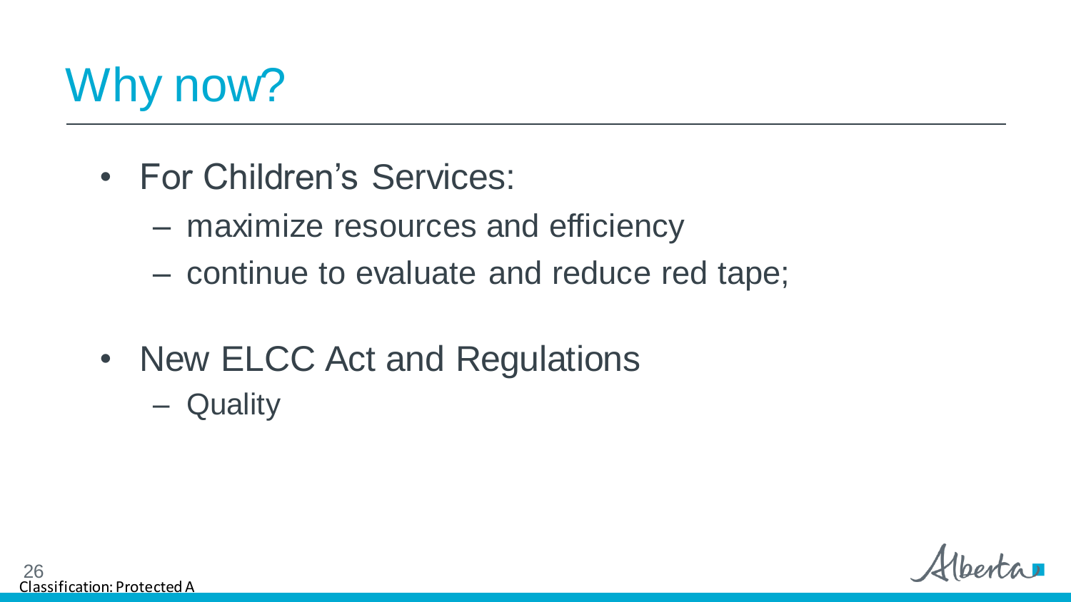# Why now?

- For Children's Services:
  - maximize resources and efficiency
  - continue to evaluate and reduce red tape;
- New ELCC Act and Regulations
  - Quality

Classification: Protected A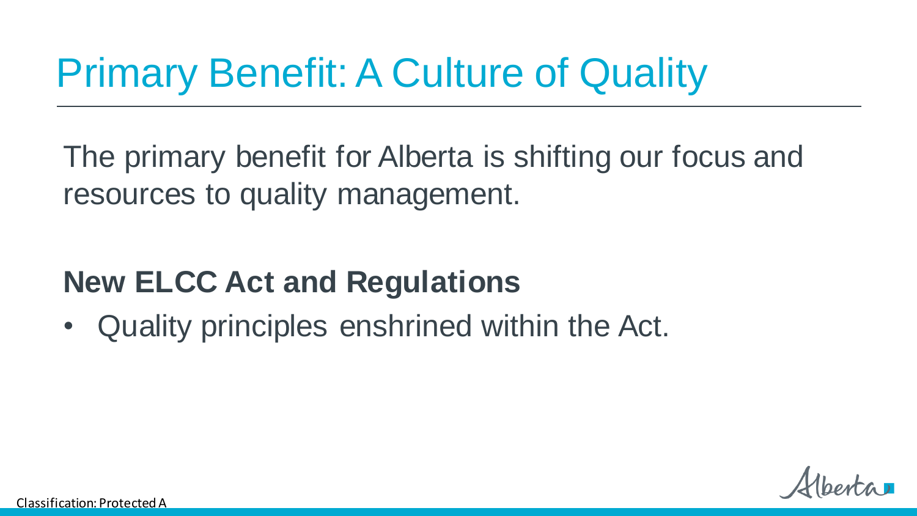# Primary Benefit: A Culture of Quality

The primary benefit for Alberta is shifting our focus and resources to quality management.

**New ELCC Act and Regulations**

- Quality principles enshrined within the Act.

Classification: Protected A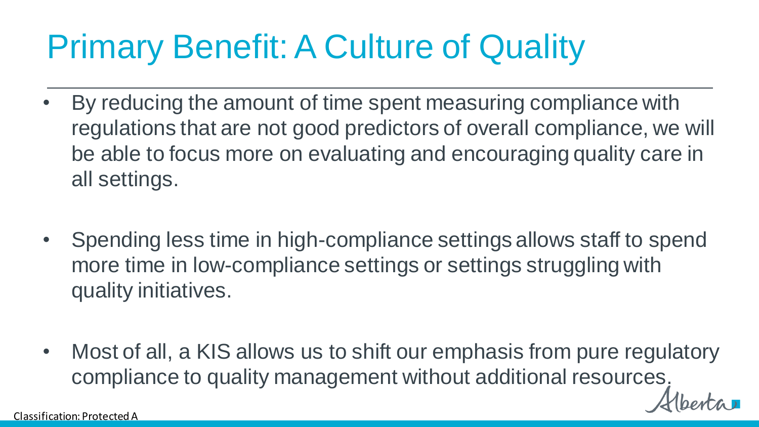# Primary Benefit: A Culture of Quality

- By reducing the amount of time spent measuring compliance with regulations that are not good predictors of overall compliance, we will be able to focus more on evaluating and encouraging quality care in all settings.
- Spending less time in high-compliance settings allows staff to spend more time in low-compliance settings or settings struggling with quality initiatives.
- Most of all, a KIS allows us to shift our emphasis from pure regulatory compliance to quality management without additional resources.

Classification: Protected A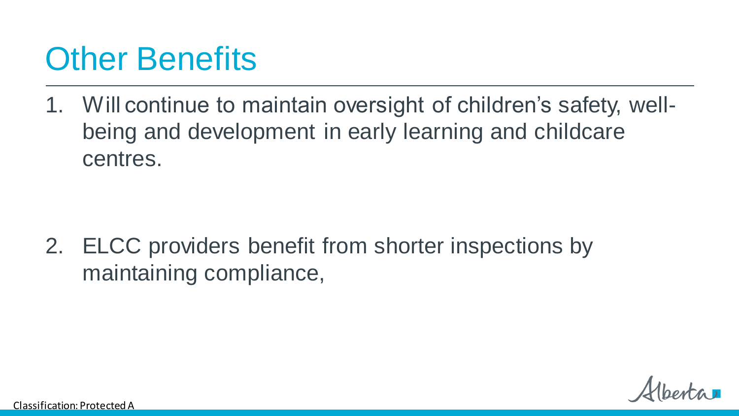# Other Benefits

1. Will continue to maintain oversight of children's safety, well-being and development in early learning and childcare centres.

2. ELCC providers benefit from shorter inspections by maintaining compliance,

Classification: Protected A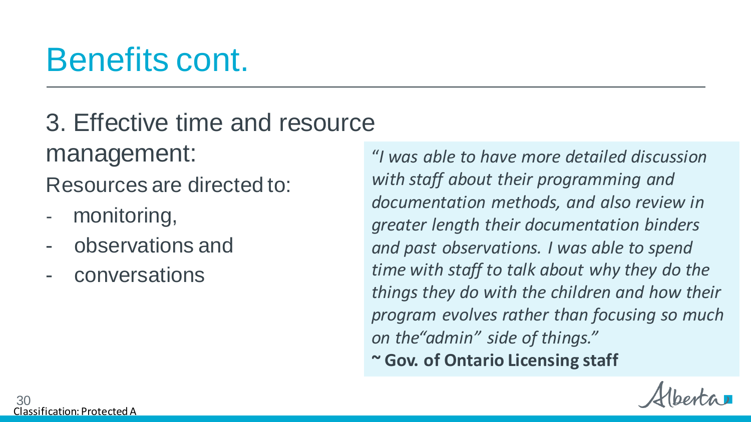# Benefits cont.

## 3. Effective time and resource management:

Resources are directed to:

- monitoring,
- observations and
- conversations

> *"I was able to have more detailed discussion with staff about their programming and documentation methods, and also review in greater length their documentation binders and past observations. I was able to spend time with staff to talk about why they do the things they do with the children and how their program evolves rather than focusing so much on the"admin" side of things."*
>
> **~ Gov. of Ontario Licensing staff**

Classification: Protected A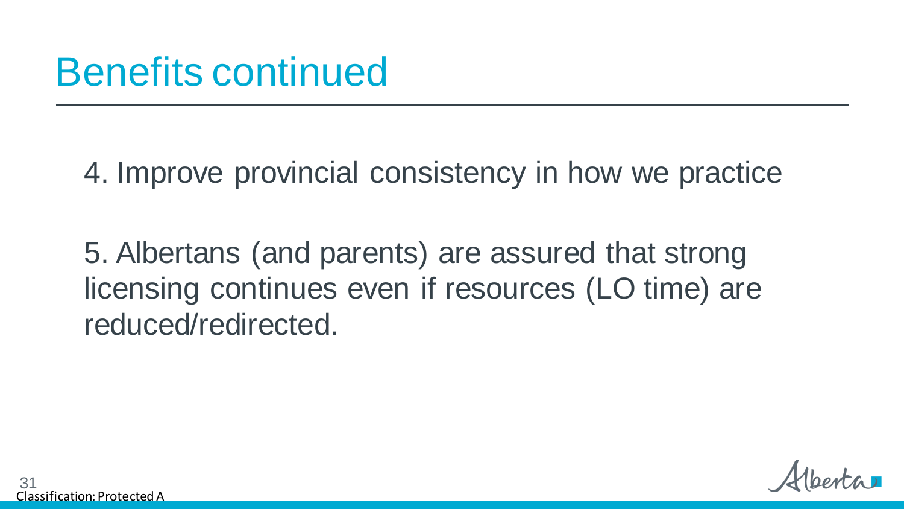# Benefits continued

4. Improve provincial consistency in how we practice

5. Albertans (and parents) are assured that strong licensing continues even if resources (LO time) are reduced/redirected.

Classification: Protected A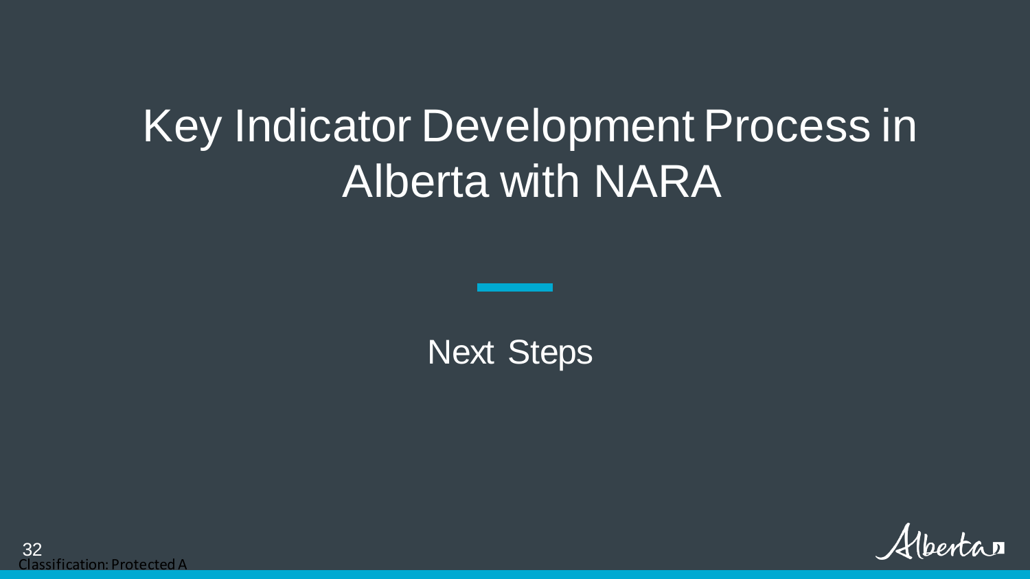# Key Indicator Development Process in Alberta with NARA

Next Steps

Classification: Protected A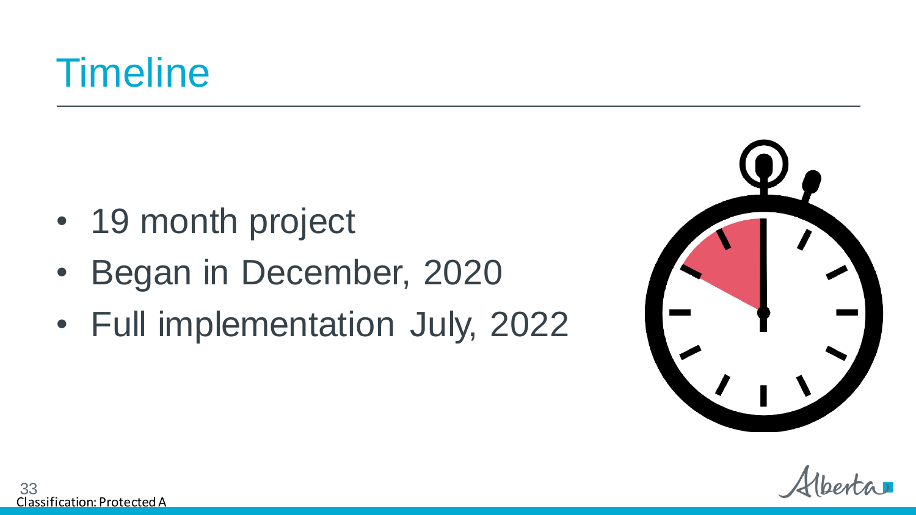# Timeline

- 19 month project
- Began in December, 2020
- Full implementation July, 2022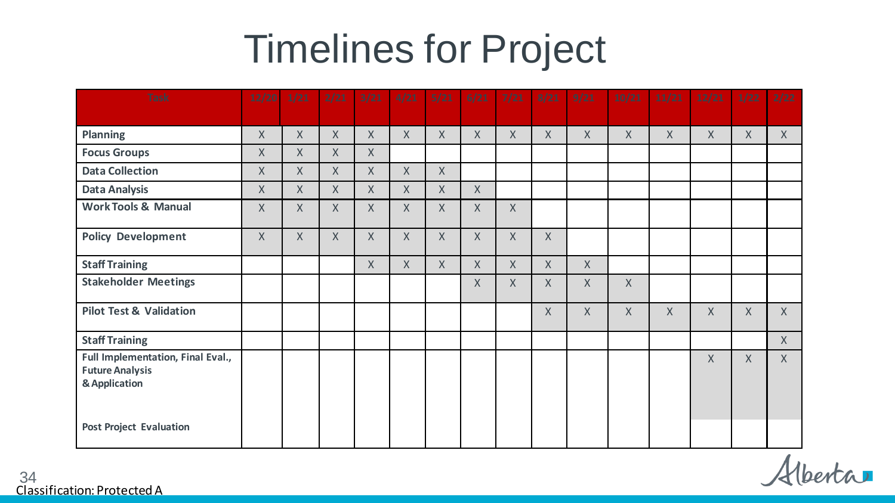# Timelines for Project

| Task | 12/20 | 1/21 | 2/21 | 3/21 | 4/21 | 5/21 | 6/21 | 7/21 | 8/21 | 9/21 | 10/21 | 11/21 | 12/21 | 1/22 | 2/22 |
|---|---|---|---|---|---|---|---|---|---|---|---|---|---|---|---|
| **Planning** | X | X | X | X | X | X | X | X | X | X | X | X | X | X | X |
| **Focus Groups** | X | X | X | X | | | | | | | | | | | |
| **Data Collection** | X | X | X | X | X | X | | | | | | | | | |
| **Data Analysis** | X | X | X | X | X | X | X | | | | | | | | |
| **Work Tools & Manual** | X | X | X | X | X | X | X | X | | | | | | | |
| **Policy Development** | X | X | X | X | X | X | X | X | X | | | | | | |
| **Staff Training** | | | | X | X | X | X | X | X | X | | | | | |
| **Stakeholder Meetings** | | | | | | | X | X | X | X | X | | | | |
| **Pilot Test & Validation** | | | | | | | | | X | X | X | X | X | X | X |
| **Staff Training** | | | | | | | | | | | | | | | X |
| **Full Implementation, Final Eval., Future Analysis & Application** | | | | | | | | | | | | | X | X | X |
| **Post Project Evaluation** | | | | | | | | | | | | | | | |

Classification: Protected A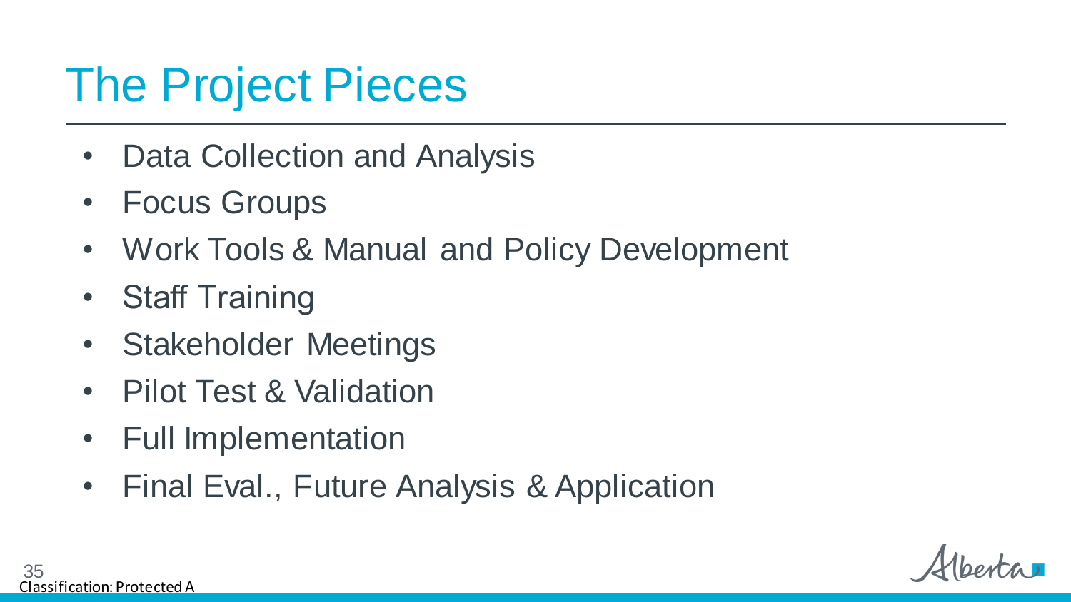# The Project Pieces

- Data Collection and Analysis
- Focus Groups
- Work Tools & Manual and Policy Development
- Staff Training
- Stakeholder Meetings
- Pilot Test & Validation
- Full Implementation
- Final Eval., Future Analysis & Application

Classification: Protected A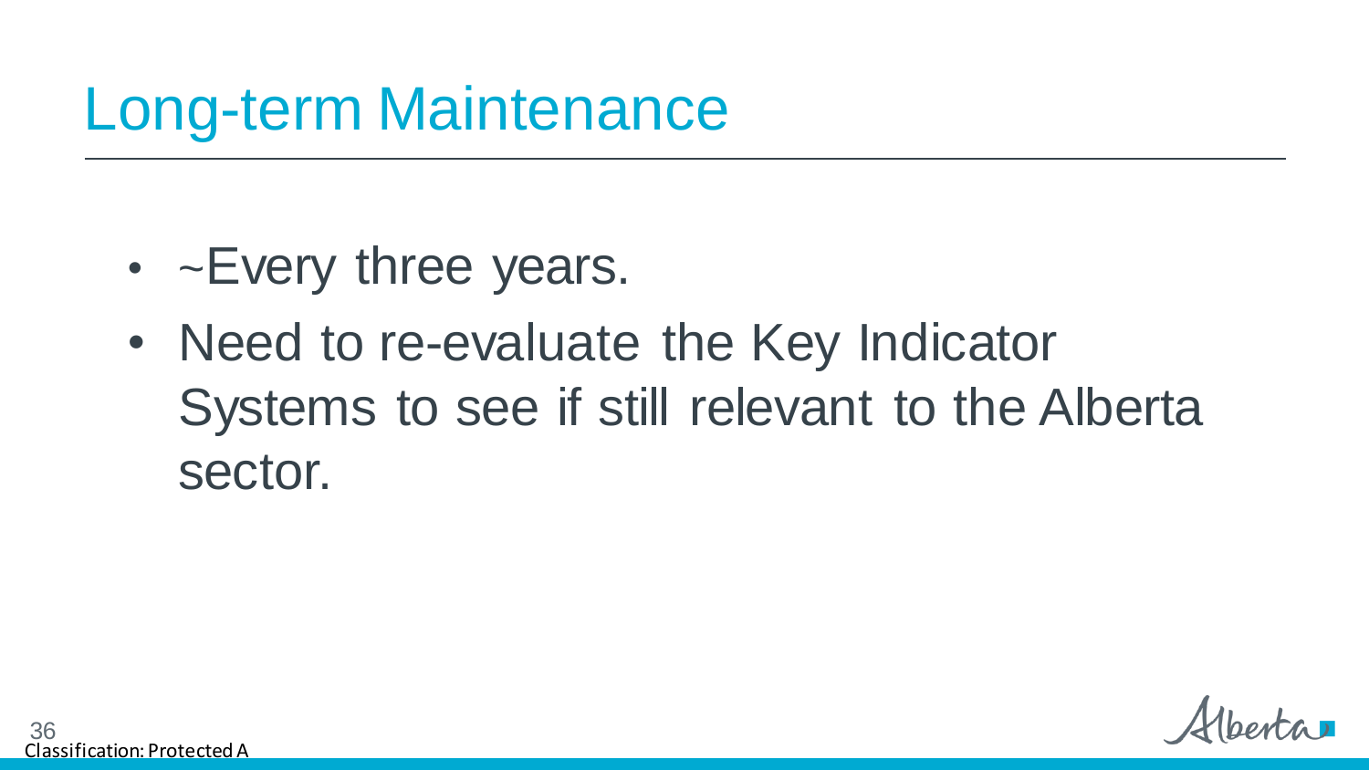# Long-term Maintenance

- ~Every three years.
- Need to re-evaluate the Key Indicator Systems to see if still relevant to the Alberta sector.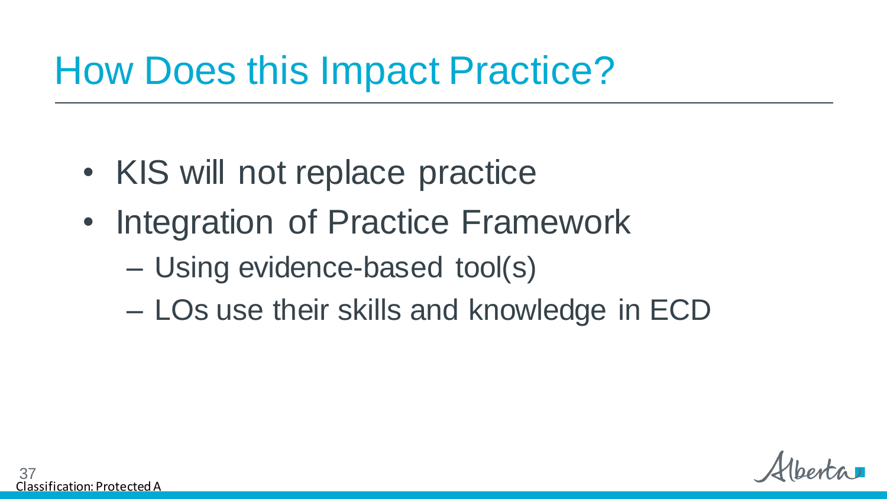# How Does this Impact Practice?

- KIS will not replace practice
- Integration of Practice Framework
  - Using evidence-based tool(s)
  - LOs use their skills and knowledge in ECD

Classification: Protected A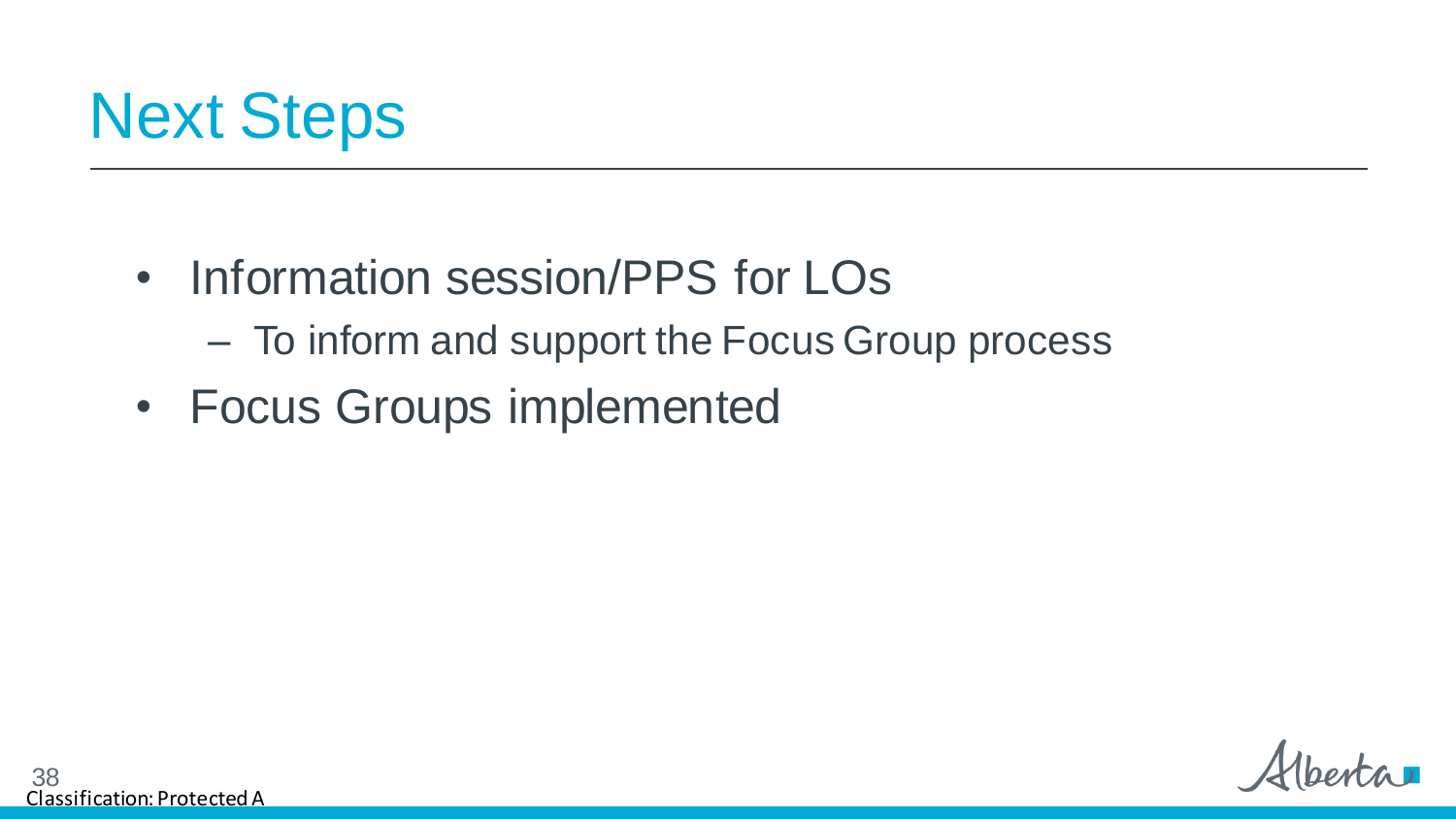# Next Steps

- Information session/PPS for LOs
  - To inform and support the Focus Group process
- Focus Groups implemented

Classification: Protected A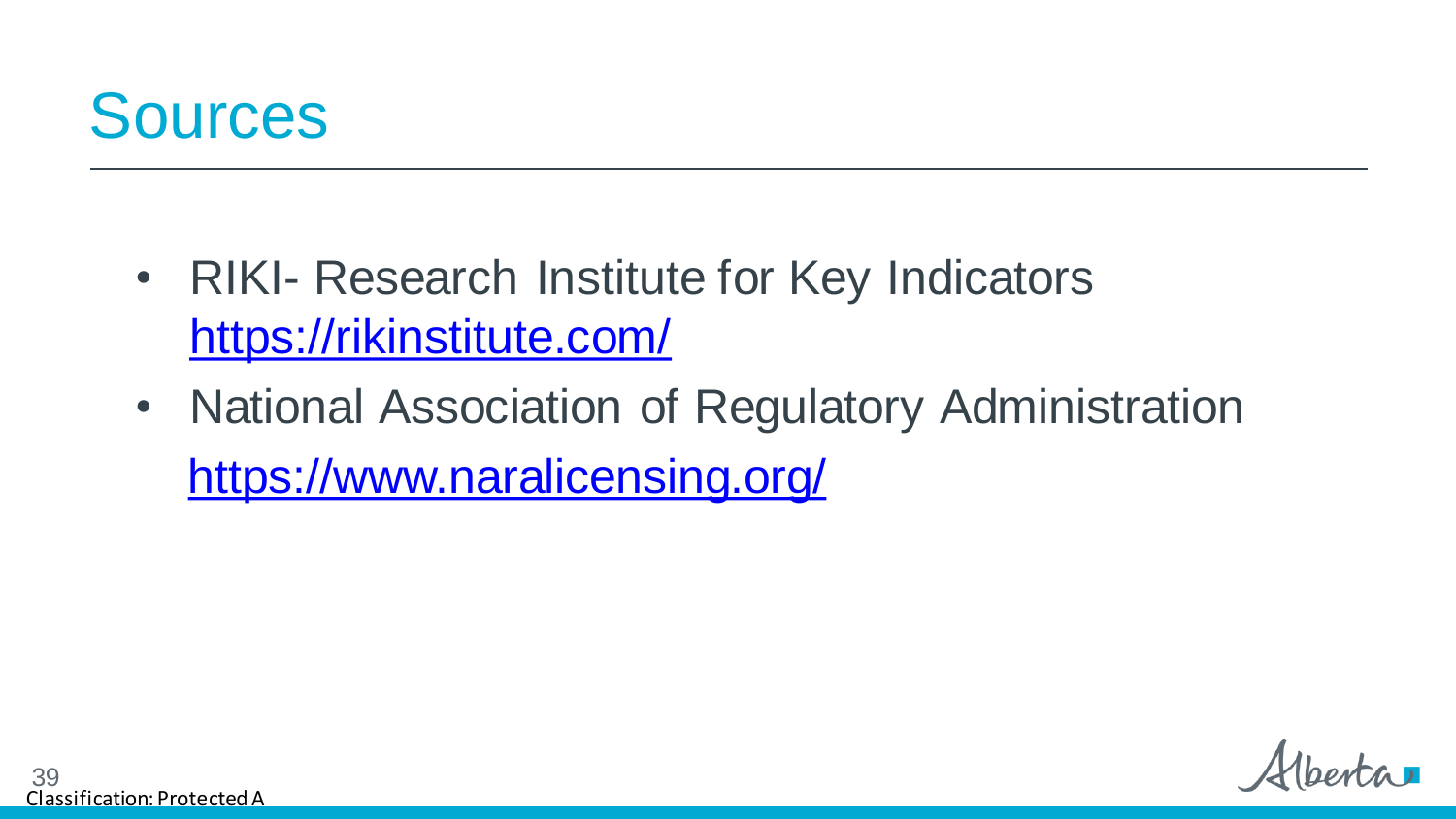# Sources

- RIKI- Research Institute for Key Indicators https://rikinstitute.com/
- National Association of Regulatory Administration https://www.naralicensing.org/

Classification: Protected A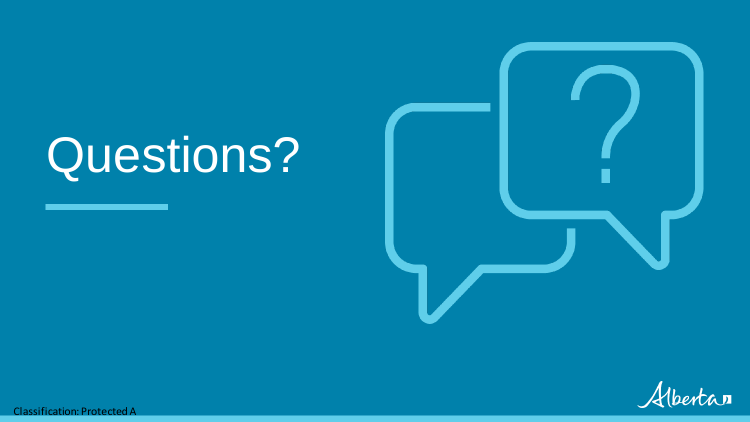# Questions?